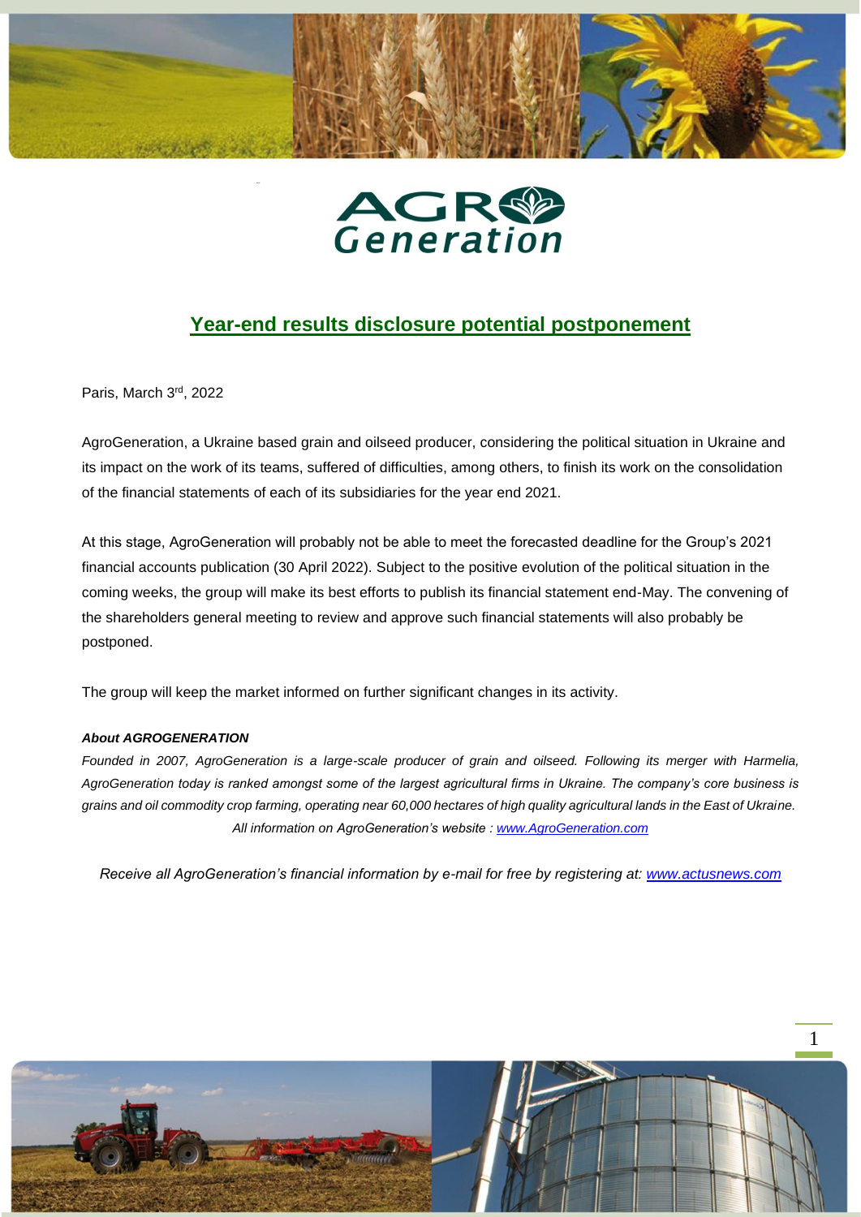# Year-end results disclosure potential postponement

Paris, March 3rd, 2022

AgroGeneration, a Ukraine based grain and oilseed producer, considering the political situation in Ukraine and its impact on the work of its teams, suffered of difficulties, among others, to finish its work on the consolidation of the financial statements of each of its subsidiaries for the year end 2021.

At this stage, AgroGeneration will probably not be able to meet the forecasted deadline for the Group's 2021 financial accounts publication (30 April 2022). Subject to the positive evolution of the political situation in the coming weeks, the group will make its best efforts to publish its financial statement end-May. The convening of the shareholders general meeting to review and approve such financial statements will also probably be postponed.

The group will keep the market informed on further significant changes in its activity.

***About AGROGENERATION***

*Founded in 2007, AgroGeneration is a large-scale producer of grain and oilseed. Following its merger with Harmelia, AgroGeneration today is ranked amongst some of the largest agricultural firms in Ukraine. The company's core business is grains and oil commodity crop farming, operating near 60,000 hectares of high quality agricultural lands in the East of Ukraine.*

*All information on AgroGeneration's website : [www.AgroGeneration.com](http://www.AgroGeneration.com)*

*Receive all AgroGeneration's financial information by e-mail for free by registering at: [www.actusnews.com](http://www.actusnews.com)*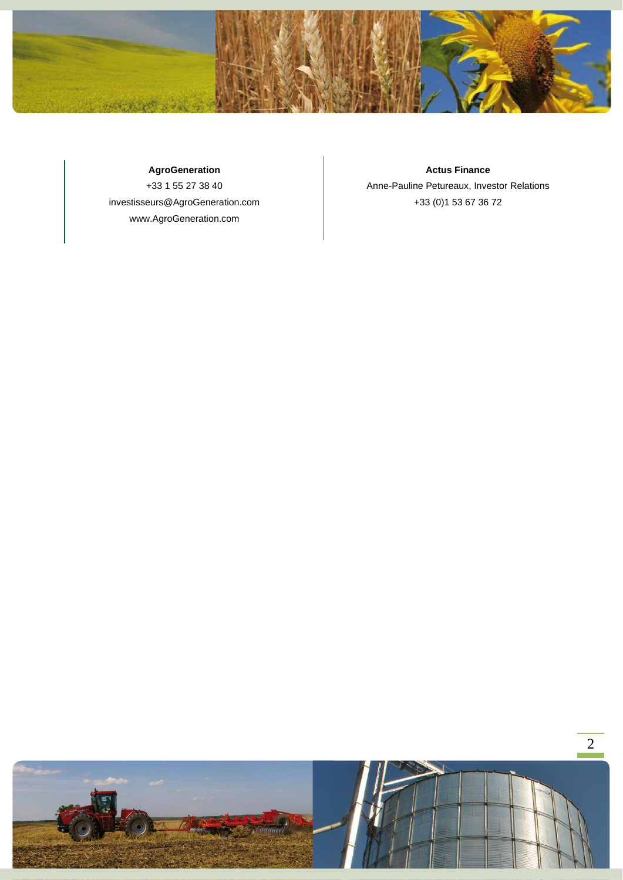**AgroGeneration**

+33 1 55 27 38 40

investisseurs@AgroGeneration.com

www.AgroGeneration.com

**Actus Finance**

Anne-Pauline Petureaux, Investor Relations

+33 (0)1 53 67 36 72